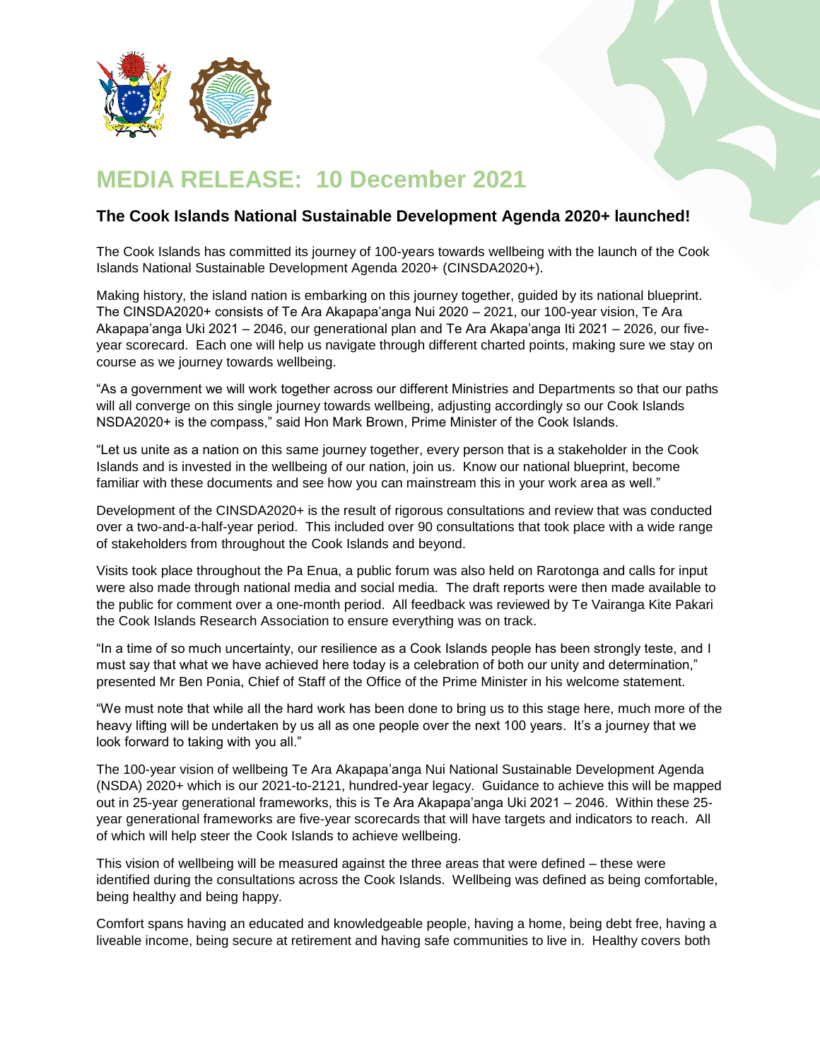# MEDIA RELEASE: 10 December 2021

## The Cook Islands National Sustainable Development Agenda 2020+ launched!

The Cook Islands has committed its journey of 100-years towards wellbeing with the launch of the Cook Islands National Sustainable Development Agenda 2020+ (CINSDA2020+).

Making history, the island nation is embarking on this journey together, guided by its national blueprint. The CINSDA2020+ consists of Te Ara Akapapa'anga Nui 2020 – 2021, our 100-year vision, Te Ara Akapapa'anga Uki 2021 – 2046, our generational plan and Te Ara Akapa'anga Iti 2021 – 2026, our five-year scorecard. Each one will help us navigate through different charted points, making sure we stay on course as we journey towards wellbeing.

"As a government we will work together across our different Ministries and Departments so that our paths will all converge on this single journey towards wellbeing, adjusting accordingly so our Cook Islands NSDA2020+ is the compass," said Hon Mark Brown, Prime Minister of the Cook Islands.

"Let us unite as a nation on this same journey together, every person that is a stakeholder in the Cook Islands and is invested in the wellbeing of our nation, join us. Know our national blueprint, become familiar with these documents and see how you can mainstream this in your work area as well."

Development of the CINSDA2020+ is the result of rigorous consultations and review that was conducted over a two-and-a-half-year period. This included over 90 consultations that took place with a wide range of stakeholders from throughout the Cook Islands and beyond.

Visits took place throughout the Pa Enua, a public forum was also held on Rarotonga and calls for input were also made through national media and social media. The draft reports were then made available to the public for comment over a one-month period. All feedback was reviewed by Te Vairanga Kite Pakari the Cook Islands Research Association to ensure everything was on track.

"In a time of so much uncertainty, our resilience as a Cook Islands people has been strongly teste, and I must say that what we have achieved here today is a celebration of both our unity and determination," presented Mr Ben Ponia, Chief of Staff of the Office of the Prime Minister in his welcome statement.

"We must note that while all the hard work has been done to bring us to this stage here, much more of the heavy lifting will be undertaken by us all as one people over the next 100 years. It's a journey that we look forward to taking with you all."

The 100-year vision of wellbeing Te Ara Akapapa'anga Nui National Sustainable Development Agenda (NSDA) 2020+ which is our 2021-to-2121, hundred-year legacy. Guidance to achieve this will be mapped out in 25-year generational frameworks, this is Te Ara Akapapa'anga Uki 2021 – 2046. Within these 25-year generational frameworks are five-year scorecards that will have targets and indicators to reach. All of which will help steer the Cook Islands to achieve wellbeing.

This vision of wellbeing will be measured against the three areas that were defined – these were identified during the consultations across the Cook Islands. Wellbeing was defined as being comfortable, being healthy and being happy.

Comfort spans having an educated and knowledgeable people, having a home, being debt free, having a liveable income, being secure at retirement and having safe communities to live in. Healthy covers both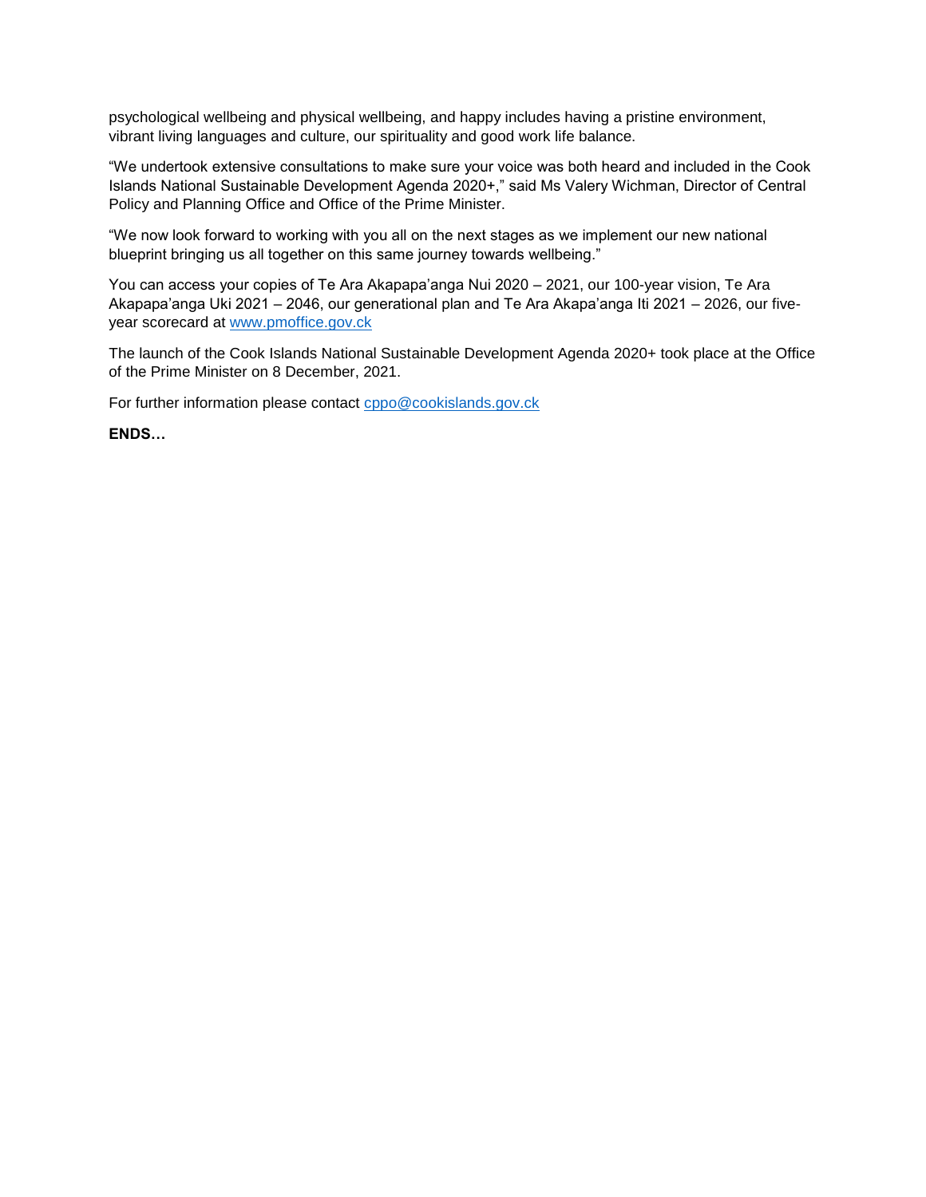psychological wellbeing and physical wellbeing, and happy includes having a pristine environment, vibrant living languages and culture, our spirituality and good work life balance.

"We undertook extensive consultations to make sure your voice was both heard and included in the Cook Islands National Sustainable Development Agenda 2020+," said Ms Valery Wichman, Director of Central Policy and Planning Office and Office of the Prime Minister.

"We now look forward to working with you all on the next stages as we implement our new national blueprint bringing us all together on this same journey towards wellbeing."

You can access your copies of Te Ara Akapapa'anga Nui 2020 – 2021, our 100-year vision, Te Ara Akapapa'anga Uki 2021 – 2046, our generational plan and Te Ara Akapa'anga Iti 2021 – 2026, our five-year scorecard at [www.pmoffice.gov.ck](www.pmoffice.gov.ck)

The launch of the Cook Islands National Sustainable Development Agenda 2020+ took place at the Office of the Prime Minister on 8 December, 2021.

For further information please contact [cppo@cookislands.gov.ck](mailto:cppo@cookislands.gov.ck)

**ENDS…**